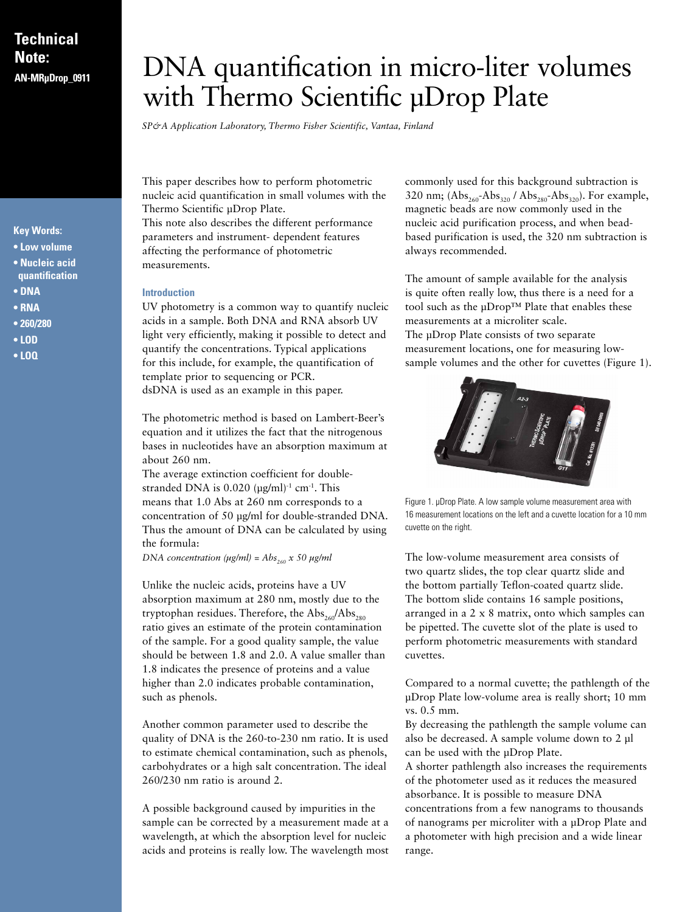**Technical Note:**
**AN-MRµDrop_0911**

# DNA quantification in micro-liter volumes with Thermo Scientific µDrop Plate

*SP&A Application Laboratory, Thermo Fisher Scientific, Vantaa, Finland*

**Key Words:**

- **Low volume**
- **Nucleic acid quantification**
- **DNA**
- **RNA**
- **260/280**
- **LOD**
- **LOQ**

This paper describes how to perform photometric nucleic acid quantification in small volumes with the Thermo Scientific µDrop Plate.
This note also describes the different performance parameters and instrument- dependent features affecting the performance of photometric measurements.

### Introduction

UV photometry is a common way to quantify nucleic acids in a sample. Both DNA and RNA absorb UV light very efficiently, making it possible to detect and quantify the concentrations. Typical applications for this include, for example, the quantification of template prior to sequencing or PCR.
dsDNA is used as an example in this paper.

The photometric method is based on Lambert-Beer's equation and it utilizes the fact that the nitrogenous bases in nucleotides have an absorption maximum at about 260 nm.
The average extinction coefficient for double-stranded DNA is 0.020 $(\mu g/ml)^{-1}$ $cm^{-1}$. This means that 1.0 Abs at 260 nm corresponds to a concentration of 50 µg/ml for double-stranded DNA. Thus the amount of DNA can be calculated by using the formula:
*DNA concentration (µg/ml) =* $Abs_{260}$ *x 50 µg/ml*

Unlike the nucleic acids, proteins have a UV absorption maximum at 280 nm, mostly due to the tryptophan residues. Therefore, the $Abs_{260}/Abs_{280}$ ratio gives an estimate of the protein contamination of the sample. For a good quality sample, the value should be between 1.8 and 2.0. A value smaller than 1.8 indicates the presence of proteins and a value higher than 2.0 indicates probable contamination, such as phenols.

Another common parameter used to describe the quality of DNA is the 260-to-230 nm ratio. It is used to estimate chemical contamination, such as phenols, carbohydrates or a high salt concentration. The ideal 260/230 nm ratio is around 2.

A possible background caused by impurities in the sample can be corrected by a measurement made at a wavelength, at which the absorption level for nucleic acids and proteins is really low. The wavelength most commonly used for this background subtraction is 320 nm; ($Abs_{260}$-$Abs_{320}$ / $Abs_{280}$-$Abs_{320}$). For example, magnetic beads are now commonly used in the nucleic acid purification process, and when bead-based purification is used, the 320 nm subtraction is always recommended.

The amount of sample available for the analysis is quite often really low, thus there is a need for a tool such as the µDrop™ Plate that enables these measurements at a microliter scale.
The µDrop Plate consists of two separate measurement locations, one for measuring low-sample volumes and the other for cuvettes (Figure 1).

Figure 1. µDrop Plate. A low sample volume measurement area with 16 measurement locations on the left and a cuvette location for a 10 mm cuvette on the right.

The low-volume measurement area consists of two quartz slides, the top clear quartz slide and the bottom partially Teflon-coated quartz slide. The bottom slide contains 16 sample positions, arranged in a 2 x 8 matrix, onto which samples can be pipetted. The cuvette slot of the plate is used to perform photometric measurements with standard cuvettes.

Compared to a normal cuvette; the pathlength of the µDrop Plate low-volume area is really short; 10 mm vs. 0.5 mm.
By decreasing the pathlength the sample volume can also be decreased. A sample volume down to 2 µl can be used with the µDrop Plate.
A shorter pathlength also increases the requirements of the photometer used as it reduces the measured absorbance. It is possible to measure DNA concentrations from a few nanograms to thousands of nanograms per microliter with a µDrop Plate and a photometer with high precision and a wide linear range.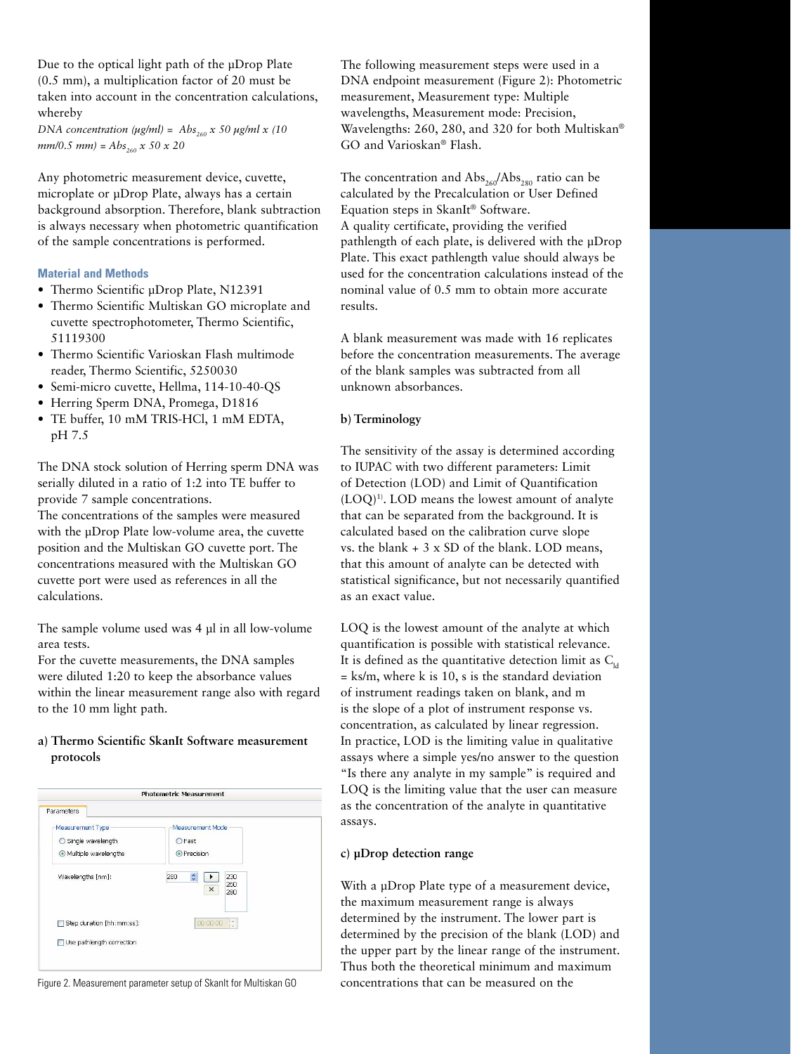Due to the optical light path of the µDrop Plate (0.5 mm), a multiplication factor of 20 must be taken into account in the concentration calculations, whereby

*DNA concentration (µg/ml)* = $Abs_{260}$ *x 50 µg/ml x (10 mm/0.5 mm)* = $Abs_{260}$ *x 50 x 20*

Any photometric measurement device, cuvette, microplate or µDrop Plate, always has a certain background absorption. Therefore, blank subtraction is always necessary when photometric quantification of the sample concentrations is performed.

## Material and Methods

- Thermo Scientific µDrop Plate, N12391
- Thermo Scientific Multiskan GO microplate and cuvette spectrophotometer, Thermo Scientific, 51119300
- Thermo Scientific Varioskan Flash multimode reader, Thermo Scientific, 5250030
- Semi-micro cuvette, Hellma, 114-10-40-QS
- Herring Sperm DNA, Promega, D1816
- TE buffer, 10 mM TRIS-HCl, 1 mM EDTA, pH 7.5

The DNA stock solution of Herring sperm DNA was serially diluted in a ratio of 1:2 into TE buffer to provide 7 sample concentrations.
The concentrations of the samples were measured with the µDrop Plate low-volume area, the cuvette position and the Multiskan GO cuvette port. The concentrations measured with the Multiskan GO cuvette port were used as references in all the calculations.

The sample volume used was 4 µl in all low-volume area tests.
For the cuvette measurements, the DNA samples were diluted 1:20 to keep the absorbance values within the linear measurement range also with regard to the 10 mm light path.

### a) Thermo Scientific SkanIt Software measurement protocols

Figure 2. Measurement parameter setup of SkanIt for Multiskan GO

The following measurement steps were used in a DNA endpoint measurement (Figure 2): Photometric measurement, Measurement type: Multiple wavelengths, Measurement mode: Precision, Wavelengths: 260, 280, and 320 for both Multiskan® GO and Varioskan® Flash.

The concentration and $Abs_{260}/Abs_{280}$ ratio can be calculated by the Precalculation or User Defined Equation steps in SkanIt® Software.
A quality certificate, providing the verified pathlength of each plate, is delivered with the µDrop Plate. This exact pathlength value should always be used for the concentration calculations instead of the nominal value of 0.5 mm to obtain more accurate results.

A blank measurement was made with 16 replicates before the concentration measurements. The average of the blank samples was subtracted from all unknown absorbances.

### b) Terminology

The sensitivity of the assay is determined according to IUPAC with two different parameters: Limit of Detection (LOD) and Limit of Quantification (LOQ)[1]. LOD means the lowest amount of analyte that can be separated from the background. It is calculated based on the calibration curve slope vs. the blank + 3 x SD of the blank. LOD means, that this amount of analyte can be detected with statistical significance, but not necessarily quantified as an exact value.

LOQ is the lowest amount of the analyte at which quantification is possible with statistical relevance. It is defined as the quantitative detection limit as $C_{ld} = ks/m$, where k is 10, s is the standard deviation of instrument readings taken on blank, and m is the slope of a plot of instrument response vs. concentration, as calculated by linear regression.
In practice, LOD is the limiting value in qualitative assays where a simple yes/no answer to the question "Is there any analyte in my sample" is required and LOQ is the limiting value that the user can measure as the concentration of the analyte in quantitative assays.

### c) µDrop detection range

With a µDrop Plate type of a measurement device, the maximum measurement range is always determined by the instrument. The lower part is determined by the precision of the blank (LOD) and the upper part by the linear range of the instrument. Thus both the theoretical minimum and maximum concentrations that can be measured on the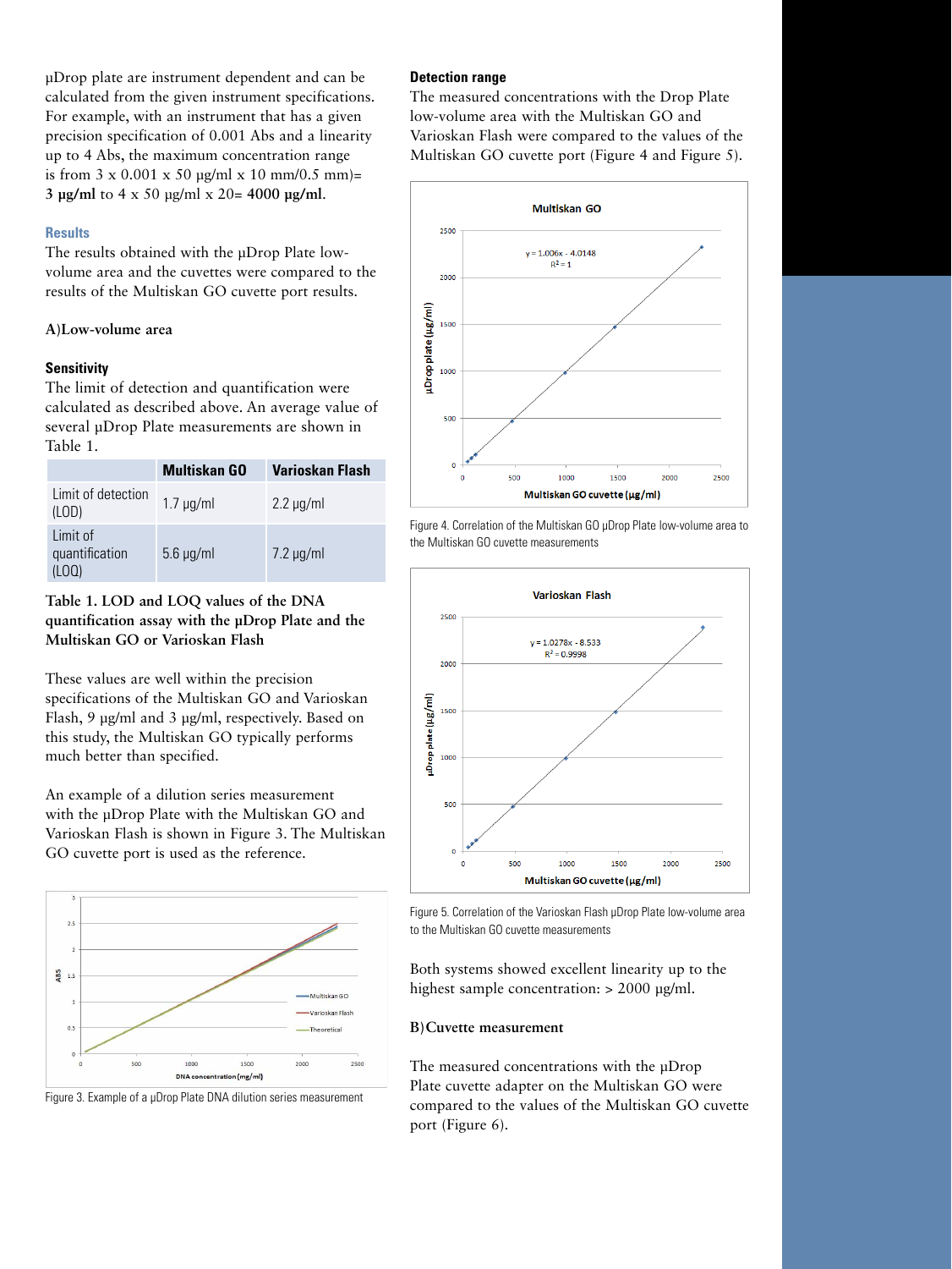µDrop plate are instrument dependent and can be calculated from the given instrument specifications. For example, with an instrument that has a given precision specification of 0.001 Abs and a linearity up to 4 Abs, the maximum concentration range is from 3 x 0.001 x 50 µg/ml x 10 mm/0.5 mm)= **3 µg/ml** to 4 x 50 µg/ml x 20= **4000 µg/ml**.

## Results

The results obtained with the µDrop Plate low-volume area and the cuvettes were compared to the results of the Multiskan GO cuvette port results.

### A) Low-volume area

#### Sensitivity

The limit of detection and quantification were calculated as described above. An average value of several µDrop Plate measurements are shown in Table 1.

| | Multiskan GO | Varioskan Flash |
|---|---|---|
| Limit of detection (LOD) | 1.7 µg/ml | 2.2 µg/ml |
| Limit of quantification (LOQ) | 5.6 µg/ml | 7.2 µg/ml |

**Table 1. LOD and LOQ values of the DNA quantification assay with the µDrop Plate and the Multiskan GO or Varioskan Flash**

These values are well within the precision specifications of the Multiskan GO and Varioskan Flash, 9 µg/ml and 3 µg/ml, respectively. Based on this study, the Multiskan GO typically performs much better than specified.

An example of a dilution series measurement with the µDrop Plate with the Multiskan GO and Varioskan Flash is shown in Figure 3. The Multiskan GO cuvette port is used as the reference.

Figure 3. Example of a µDrop Plate DNA dilution series measurement

#### Detection range

The measured concentrations with the Drop Plate low-volume area with the Multiskan GO and Varioskan Flash were compared to the values of the Multiskan GO cuvette port (Figure 4 and Figure 5).

Figure 4. Correlation of the Multiskan GO µDrop Plate low-volume area to the Multiskan GO cuvette measurements

Figure 5. Correlation of the Varioskan Flash µDrop Plate low-volume area to the Multiskan GO cuvette measurements

Both systems showed excellent linearity up to the highest sample concentration: > 2000 µg/ml.

### B) Cuvette measurement

The measured concentrations with the µDrop Plate cuvette adapter on the Multiskan GO were compared to the values of the Multiskan GO cuvette port (Figure 6).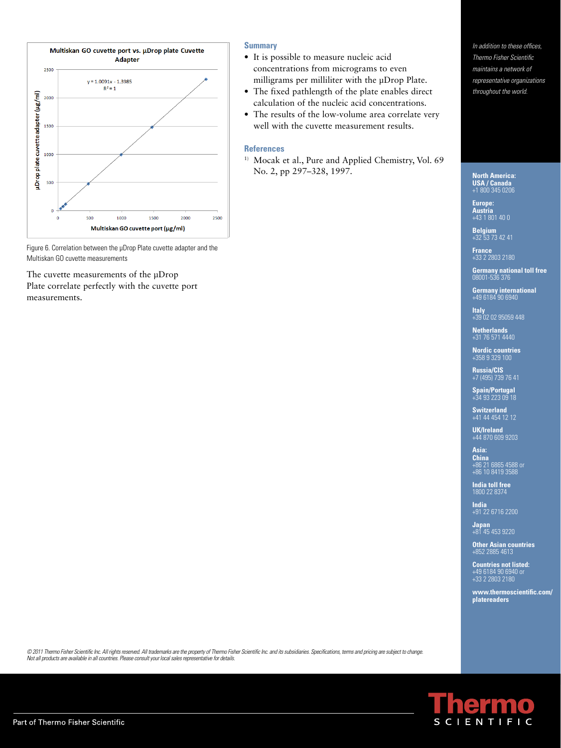Multiskan GO cuvette port vs. µDrop plate Cuvette Adapter

y = 1.0091x - 1.3985

$R^2 = 1$

µDrop plate cuvette adapter (µg/ml)

2500
2000
1500
1000
500
0

0 500 1000 1500 2000 2500

Multiskan GO cuvette port (µg/ml)

Figure 6. Correlation between the µDrop Plate cuvette adapter and the Multiskan GO cuvette measurements

The cuvette measurements of the µDrop Plate correlate perfectly with the cuvette port measurements.

## Summary

- It is possible to measure nucleic acid concentrations from micrograms to even milligrams per milliliter with the µDrop Plate.
- The fixed pathlength of the plate enables direct calculation of the nucleic acid concentrations.
- The results of the low-volume area correlate very well with the cuvette measurement results.

## References

[1] Mocak et al., Pure and Applied Chemistry, Vol. 69 No. 2, pp 297–328, 1997.

*In addition to these offices, Thermo Fisher Scientific maintains a network of representative organizations throughout the world.*

**North America:**
**USA / Canada**
+1 800 345 0206

**Europe:**
**Austria**
+43 1 801 40 0

**Belgium**
+32 53 73 42 41

**France**
+33 2 2803 2180

**Germany national toll free**
08001-536 376

**Germany international**
+49 6184 90 6940

**Italy**
+39 02 02 95059 448

**Netherlands**
+31 76 571 4440

**Nordic countries**
+358 9 329 100

**Russia/CIS**
+7 (495) 739 76 41

**Spain/Portugal**
+34 93 223 09 18

**Switzerland**
+41 44 454 12 12

**UK/Ireland**
+44 870 609 9203

**Asia:**
**China**
+86 21 6865 4588 or
+86 10 8419 3588

**India toll free**
1800 22 8374

**India**
+91 22 6716 2200

**Japan**
+81 45 453 9220

**Other Asian countries**
+852 2885 4613

**Countries not listed:**
+49 6184 90 6940 or
+33 2 2803 2180

**www.thermoscientific.com/platereaders**

*© 2011 Thermo Fisher Scientific Inc. All rights reserved. All trademarks are the property of Thermo Fisher Scientific Inc. and its subsidiaries. Specifications, terms and pricing are subject to change. Not all products are available in all countries. Please consult your local sales representative for details.*

Part of Thermo Fisher Scientific

Thermo SCIENTIFIC